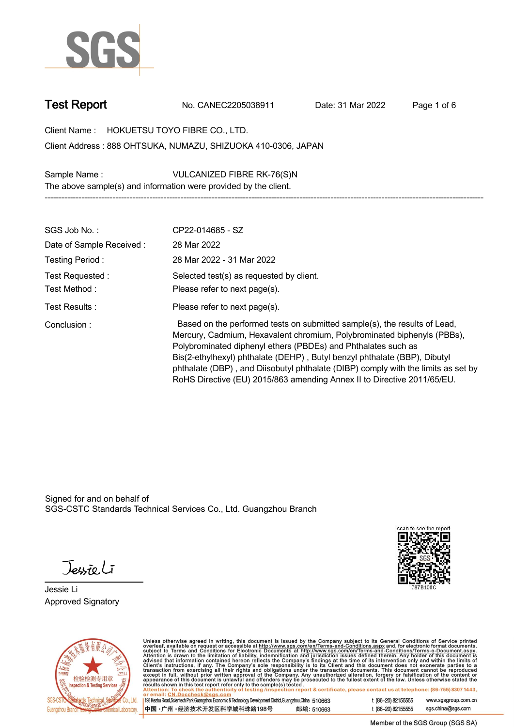SGS

# Test Report

No. CANEC2205038911 Date: 31 Mar 2022

Client Name : HOKUETSU TOYO FIBRE CO., LTD.

Client Address : 888 OHTSUKA, NUMAZU, SHIZUOKA 410-0306, JAPAN

Sample Name : VULCANIZED FIBRE RK-76(S)N

The above sample(s) and information were provided by the client.

---

| | |
|---|---|
| SGS Job No. : | CP22-014685 - SZ |
| Date of Sample Received : | 28 Mar 2022 |
| Testing Period : | 28 Mar 2022 - 31 Mar 2022 |
| Test Requested : | Selected test(s) as requested by client. |
| Test Method : | Please refer to next page(s). |
| Test Results : | Please refer to next page(s). |
| Conclusion : | Based on the performed tests on submitted sample(s), the results of Lead, Mercury, Cadmium, Hexavalent chromium, Polybrominated biphenyls (PBBs), Polybrominated diphenyl ethers (PBDEs) and Phthalates such as Bis(2-ethylhexyl) phthalate (DEHP) , Butyl benzyl phthalate (BBP), Dibutyl phthalate (DBP) , and Diisobutyl phthalate (DIBP) comply with the limits as set by RoHS Directive (EU) 2015/863 amending Annex II to Directive 2011/65/EU. |

Signed for and on behalf of
SGS-CSTC Standards Technical Services Co., Ltd. Guangzhou Branch

Jessie Li
Approved Signatory

scan to see the report
787B106C

Unless otherwise agreed in writing, this document is issued by the Company subject to its General Conditions of Service printed overleaf, available on request or accessible at http://www.sgs.com/en/Terms-and-Conditions.aspx and, for electronic format documents, subject to Terms and Conditions for Electronic Documents at http://www.sgs.com/en/Terms-and-Conditions/Terms-e-Document.aspx. Attention is drawn to the limitation of liability, indemnification and jurisdiction issues defined therein. Any holder of this document is advised that information contained hereon reflects the Company's findings at the time of its intervention only and within the limits of Client's instructions, if any. The Company's sole responsibility is to its Client and this document does not exonerate parties to a transaction from exercising all their rights and obligations under the transaction documents. This document cannot be reproduced except in full, without prior written approval of the Company. Any unauthorized alteration, forgery or falsification of the content or appearance of this document is unlawful and offenders may be prosecuted to the fullest extent of the law. Unless otherwise stated the results shown in this test report refer only to the sample(s) tested.

Attention: To check the authenticity of testing /inspection report & certificate, please contact us at telephone: (86-755) 8307 1443, or email: CN.Doccheck@sgs.com

198 Kezhu Road,Scientech Park Guangzhou Economic & Technology Development District,Guangzhou,China 510663 t (86–20) 82155555 www.sgsgroup.com.cn

中国 ·广州 ·经济技术开发区科学城科珠路198号 邮编: 510663 t (86–20) 82155555 sgs.china@sgs.com

Member of the SGS Group (SGS SA)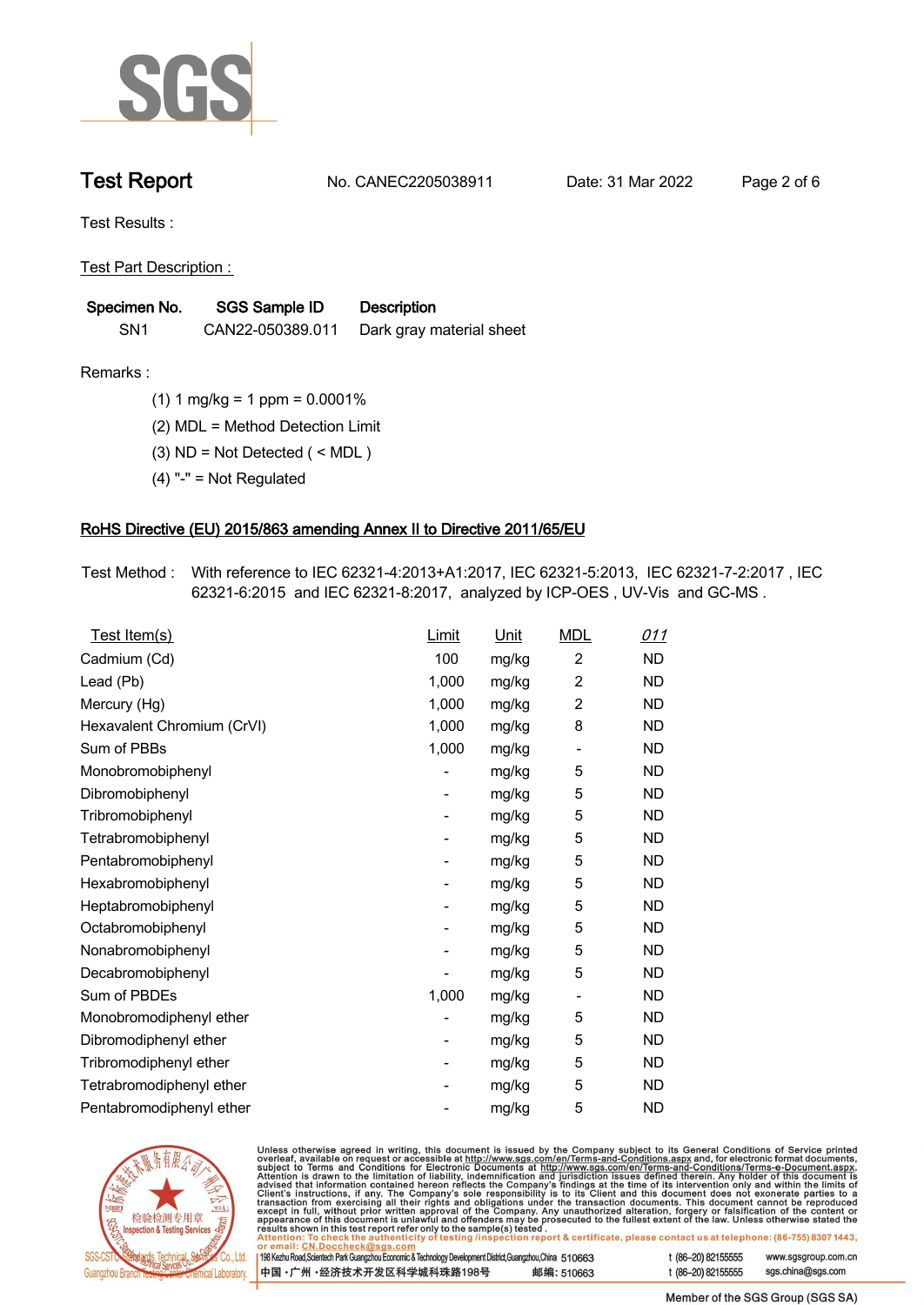# Test Report

No. CANEC2205038911 Date: 31 Mar 2022

Test Results :

Test Part Description :

| Specimen No. | SGS Sample ID | Description |
|---|---|---|
| SN1 | CAN22-050389.011 | Dark gray material sheet |

Remarks :

(1) 1 mg/kg = 1 ppm = 0.0001%

(2) MDL = Method Detection Limit

(3) ND = Not Detected ( < MDL )

(4) "-" = Not Regulated

## RoHS Directive (EU) 2015/863 amending Annex II to Directive 2011/65/EU

Test Method : With reference to IEC 62321-4:2013+A1:2017, IEC 62321-5:2013, IEC 62321-7-2:2017 , IEC 62321-6:2015 and IEC 62321-8:2017, analyzed by ICP-OES , UV-Vis and GC-MS .

| Test Item(s) | Limit | Unit | MDL | 011 |
|---|---|---|---|---|
| Cadmium (Cd) | 100 | mg/kg | 2 | ND |
| Lead (Pb) | 1,000 | mg/kg | 2 | ND |
| Mercury (Hg) | 1,000 | mg/kg | 2 | ND |
| Hexavalent Chromium (CrVI) | 1,000 | mg/kg | 8 | ND |
| Sum of PBBs | 1,000 | mg/kg | - | ND |
| Monobromobiphenyl | - | mg/kg | 5 | ND |
| Dibromobiphenyl | - | mg/kg | 5 | ND |
| Tribromobiphenyl | - | mg/kg | 5 | ND |
| Tetrabromobiphenyl | - | mg/kg | 5 | ND |
| Pentabromobiphenyl | - | mg/kg | 5 | ND |
| Hexabromobiphenyl | - | mg/kg | 5 | ND |
| Heptabromobiphenyl | - | mg/kg | 5 | ND |
| Octabromobiphenyl | - | mg/kg | 5 | ND |
| Nonabromobiphenyl | - | mg/kg | 5 | ND |
| Decabromobiphenyl | - | mg/kg | 5 | ND |
| Sum of PBDEs | 1,000 | mg/kg | - | ND |
| Monobromodiphenyl ether | - | mg/kg | 5 | ND |
| Dibromodiphenyl ether | - | mg/kg | 5 | ND |
| Tribromodiphenyl ether | - | mg/kg | 5 | ND |
| Tetrabromodiphenyl ether | - | mg/kg | 5 | ND |
| Pentabromodiphenyl ether | - | mg/kg | 5 | ND |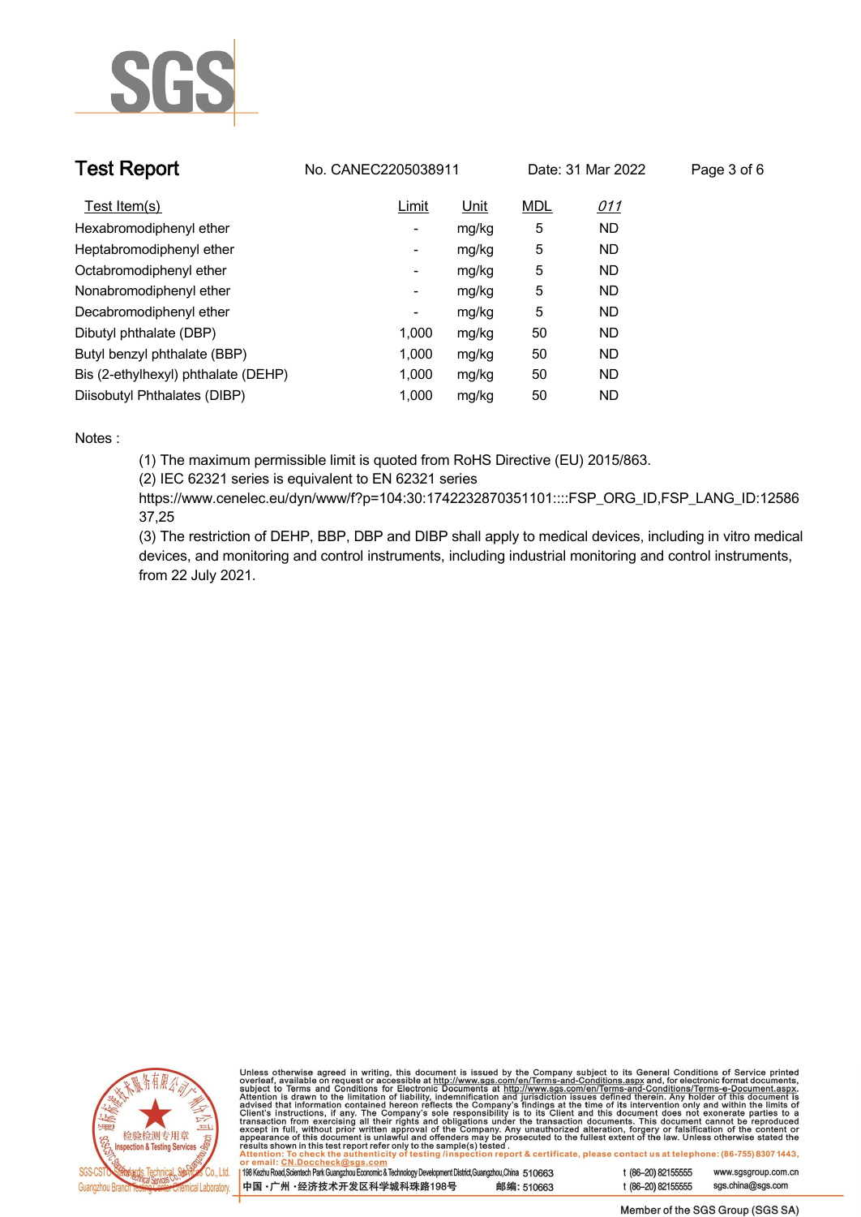| Test Item(s) | Limit | Unit | MDL | *011* |
|---|---|---|---|---|
| Hexabromodiphenyl ether | - | mg/kg | 5 | ND |
| Heptabromodiphenyl ether | - | mg/kg | 5 | ND |
| Octabromodiphenyl ether | - | mg/kg | 5 | ND |
| Nonabromodiphenyl ether | - | mg/kg | 5 | ND |
| Decabromodiphenyl ether | - | mg/kg | 5 | ND |
| Dibutyl phthalate (DBP) | 1,000 | mg/kg | 50 | ND |
| Butyl benzyl phthalate (BBP) | 1,000 | mg/kg | 50 | ND |
| Bis (2-ethylhexyl) phthalate (DEHP) | 1,000 | mg/kg | 50 | ND |
| Diisobutyl Phthalates (DIBP) | 1,000 | mg/kg | 50 | ND |

Notes :

(1) The maximum permissible limit is quoted from RoHS Directive (EU) 2015/863.

(2) IEC 62321 series is equivalent to EN 62321 series https://www.cenelec.eu/dyn/www/f?p=104:30:1742232870351101::::FSP_ORG_ID,FSP_LANG_ID:1258637,25

(3) The restriction of DEHP, BBP, DBP and DIBP shall apply to medical devices, including in vitro medical devices, and monitoring and control instruments, including industrial monitoring and control instruments, from 22 July 2021.

Unless otherwise agreed in writing, this document is issued by the Company subject to its General Conditions of Service printed overleaf, available on request or accessible at http://www.sgs.com/en/Terms-and-Conditions.aspx and, for electronic format documents, subject to Terms and Conditions for Electronic Documents at http://www.sgs.com/en/Terms-and-Conditions/Terms-e-Document.aspx. Attention is drawn to the limitation of liability, indemnification and jurisdiction issues defined therein. Any holder of this document is advised that information contained hereon reflects the Company's findings at the time of its intervention only and within the limits of Client's instructions, if any. The Company's sole responsibility is to its Client and this document does not exonerate parties to a transaction from exercising all their rights and obligations under the transaction documents. This document cannot be reproduced except in full, without prior written approval of the Company. Any unauthorized alteration, forgery or falsification of the content or appearance of this document is unlawful and offenders may be prosecuted to the fullest extent of the law. Unless otherwise stated the results shown in this test report refer only to the sample(s) tested.

Attention: To check the authenticity of testing /inspection report & certificate, please contact us at telephone: (86-755) 8307 1443, or email: CN.Doccheck@sgs.com

198 Kezhu Road,Scientech Park Guangzhou Economic & Technology Development District,Guangzhou,China 510663 | t (86-20) 82155555 | www.sgsgroup.com.cn

中国 ·广州 ·经济技术开发区科学城科珠路198号 邮编: 510663 | t (86-20) 82155555 | sgs.china@sgs.com

Member of the SGS Group (SGS SA)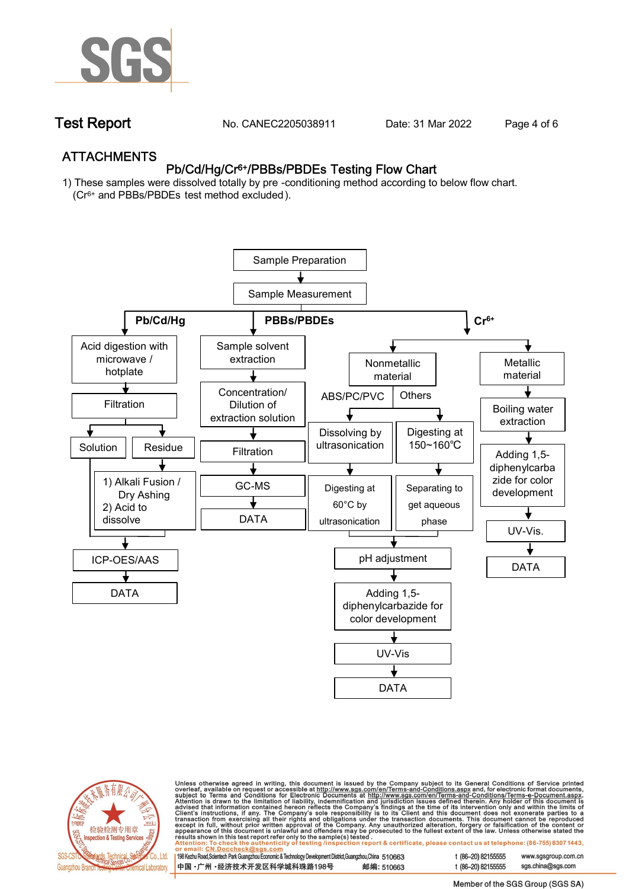## ATTACHMENTS

### Pb/Cd/Hg/$Cr^{6+}$/PBBs/PBDEs Testing Flow Chart

1) These samples were dissolved totally by pre -conditioning method according to below flow chart.
($Cr^{6+}$ and PBBs/PBDEs test method excluded).

Sample Preparation → Sample Measurement

**Pb/Cd/Hg**

- Acid digestion with microwave / hotplate → Filtration → Solution / Residue
  - Residue → 1) Alkali Fusion / Dry Ashing 2) Acid to dissolve
  - Solution and dissolved residue → ICP-OES/AAS → DATA

**PBBs/PBDEs**

- Sample solvent extraction → Concentration/ Dilution of extraction solution → Filtration → GC-MS → DATA

**$Cr^{6+}$**

- Nonmetallic material
  - ABS/PC/PVC → Dissolving by ultrasonication → Digesting at 60°C by ultrasonication
  - Others → Digesting at 150~160℃ → Separating to get aqueous phase
  - → pH adjustment → Adding 1,5-diphenylcarbazide for color development → UV-Vis → DATA
- Metallic material → Boiling water extraction → Adding 1,5-diphenylcarbazide for color development → UV-Vis. → DATA

Unless otherwise agreed in writing, this document is issued by the Company subject to its General Conditions of Service printed overleaf, available on request or accessible at http://www.sgs.com/en/Terms-and-Conditions.aspx and, for electronic format documents, subject to Terms and Conditions for Electronic Documents at http://www.sgs.com/en/Terms-and-Conditions/Terms-e-Document.aspx. Attention is drawn to the limitation of liability, indemnification and jurisdiction issues defined therein. Any holder of this document is advised that information contained hereon reflects the Company's findings at the time of its intervention only and within the limits of Client's instructions, if any. The Company's sole responsibility is to its Client and this document does not exonerate parties to a transaction from exercising all their rights and obligations under the transaction documents. This document cannot be reproduced except in full, without prior written approval of the Company. Any unauthorized alteration, forgery or falsification of the content or appearance of this document is unlawful and offenders may be prosecuted to the fullest extent of the law. Unless otherwise stated the results shown in this test report refer only to the sample(s) tested.

Attention: To check the authenticity of testing /inspection report & certificate, please contact us at telephone: (86-755) 8307 1443, or email: CN.Doccheck@sgs.com

198 Kezhu Road,Scientech Park Guangzhou Economic & Technology Development District,Guangzhou,China 510663 t (86–20) 82155555 www.sgsgroup.com.cn
中国・广州・经济技术开发区科学城科珠路198号 邮编: 510663 t (86–20) 82155555 sgs.china@sgs.com

Member of the SGS Group (SGS SA)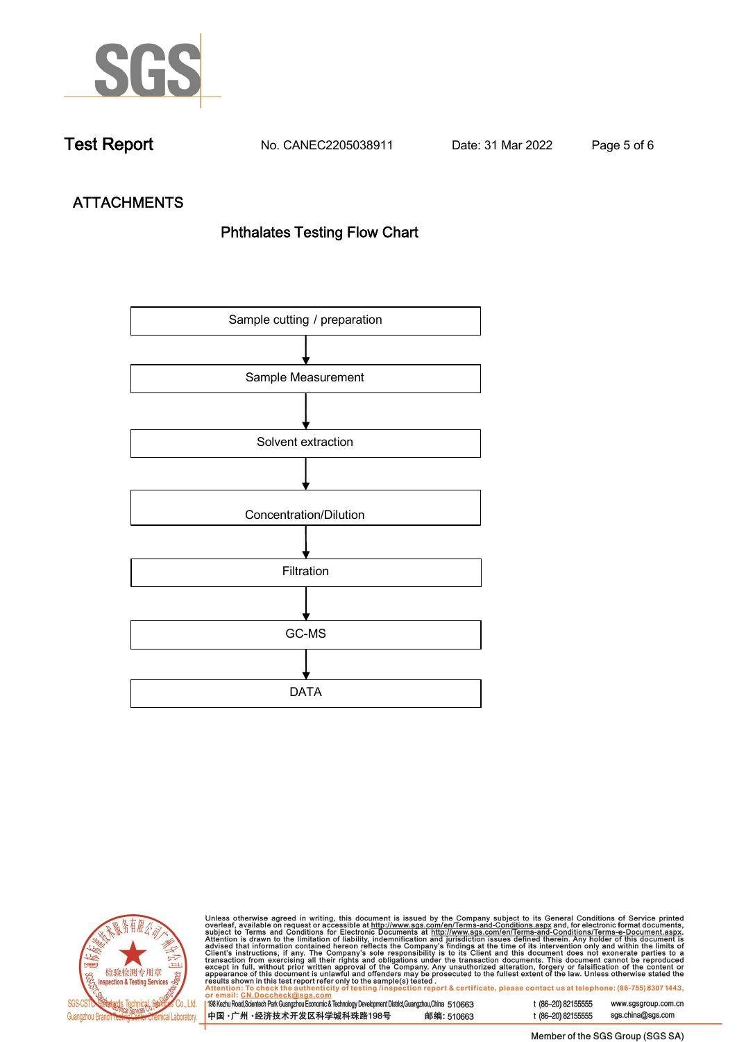## ATTACHMENTS

### Phthalates Testing Flow Chart

Sample cutting / preparation

↓

Sample Measurement

↓

Solvent extraction

↓

Concentration/Dilution

↓

Filtration

↓

GC-MS

↓

DATA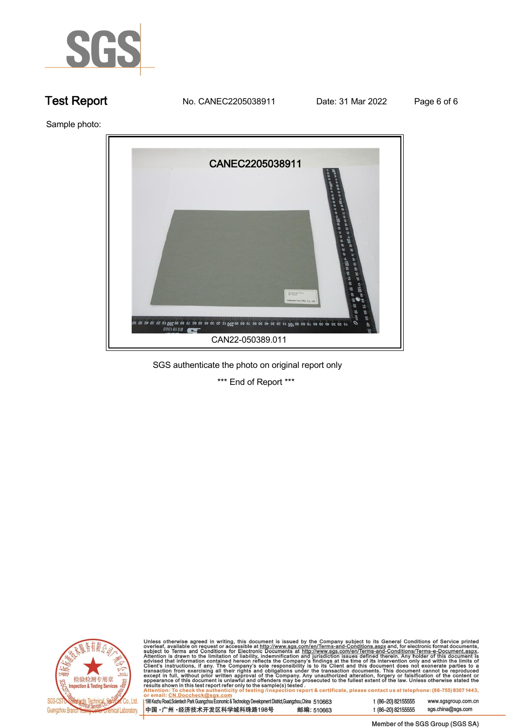Sample photo:

CANEC2205038911

CAN22-050389.011

SGS authenticate the photo on original report only

*** End of Report ***